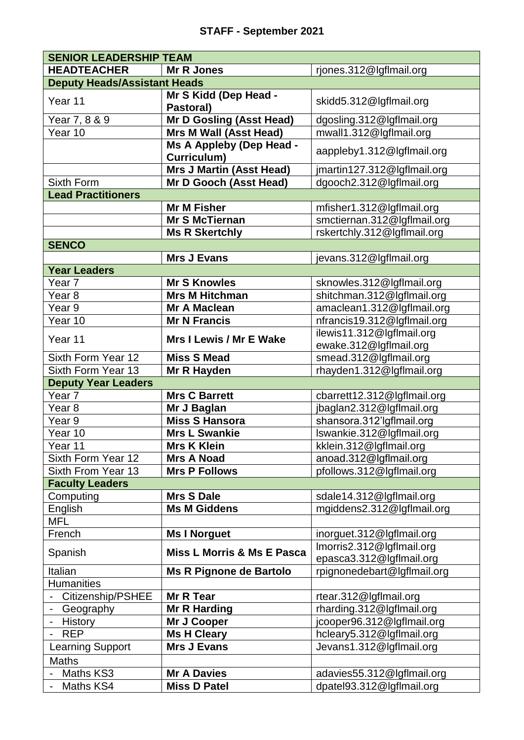# STAFF - September 2021

| SENIOR LEADERSHIP TEAM | | |
|---|---|---|
| **HEADTEACHER** | **Mr R Jones** | rjones.312@lgflmail.org |
| **Deputy Heads/Assistant Heads** | | |
| Year 11 | **Mr S Kidd (Dep Head - Pastoral)** | skidd5.312@lgflmail.org |
| Year 7, 8 & 9 | **Mr D Gosling (Asst Head)** | dgosling.312@lgflmail.org |
| Year 10 | **Mrs M Wall (Asst Head)** | mwall1.312@lgflmail.org |
| | **Ms A Appleby (Dep Head - Curriculum)** | aappleby1.312@lgflmail.org |
| | **Mrs J Martin (Asst Head)** | jmartin127.312@lgflmail.org |
| Sixth Form | **Mr D Gooch (Asst Head)** | dgooch2.312@lgflmail.org |
| **Lead Practitioners** | | |
| | **Mr M Fisher** | mfisher1.312@lgflmail.org |
| | **Mr S McTiernan** | smctiernan.312@lgflmail.org |
| | **Ms R Skertchly** | rskertchly.312@lgflmail.org |
| **SENCO** | | |
| | **Mrs J Evans** | jevans.312@lgflmail.org |
| **Year Leaders** | | |
| Year 7 | **Mr S Knowles** | sknowles.312@lgflmail.org |
| Year 8 | **Mrs M Hitchman** | shitchman.312@lgflmail.org |
| Year 9 | **Mr A Maclean** | amaclean1.312@lgflmail.org |
| Year 10 | **Mr N Francis** | nfrancis19.312@lgflmail.org |
| Year 11 | **Mrs I Lewis / Mr E Wake** | ilewis11.312@lgflmail.org ewake.312@lgflmail.org |
| Sixth Form Year 12 | **Miss S Mead** | smead.312@lgflmail.org |
| Sixth Form Year 13 | **Mr R Hayden** | rhayden1.312@lgflmail.org |
| **Deputy Year Leaders** | | |
| Year 7 | **Mrs C Barrett** | cbarrett12.312@lgflmail.org |
| Year 8 | **Mr J Baglan** | jbaglan2.312@lgflmail.org |
| Year 9 | **Miss S Hansora** | shansora.312'lgflmail.org |
| Year 10 | **Mrs L Swankie** | lswankie.312@lgflmail.org |
| Year 11 | **Mrs K Klein** | kklein.312@lgflmail.org |
| Sixth Form Year 12 | **Mrs A Noad** | anoad.312@lgflmail.org |
| Sixth From Year 13 | **Mrs P Follows** | pfollows.312@lgflmail.org |
| **Faculty Leaders** | | |
| Computing | **Mrs S Dale** | sdale14.312@lgflmail.org |
| English | **Ms M Giddens** | mgiddens2.312@lgflmail.org |
| MFL | | |
| French | **Ms I Norguet** | inorguet.312@lgflmail.org |
| Spanish | **Miss L Morris & Ms E Pasca** | lmorris2.312@lgflmail.org epasca3.312@lgflmail.org |
| Italian | **Ms R Pignone de Bartolo** | rpignonedebart@lgflmail.org |
| Humanities | | |
| - Citizenship/PSHEE | **Mr R Tear** | rtear.312@lgflmail.org |
| - Geography | **Mr R Harding** | rharding.312@lgflmail.org |
| - History | **Mr J Cooper** | jcooper96.312@lgflmail.org |
| - REP | **Ms H Cleary** | hcleary5.312@lgflmail.org |
| Learning Support | **Mrs J Evans** | Jevans1.312@lgflmail.org |
| Maths | | |
| - Maths KS3 | **Mr A Davies** | adavies55.312@lgflmail.org |
| - Maths KS4 | **Miss D Patel** | dpatel93.312@lgflmail.org |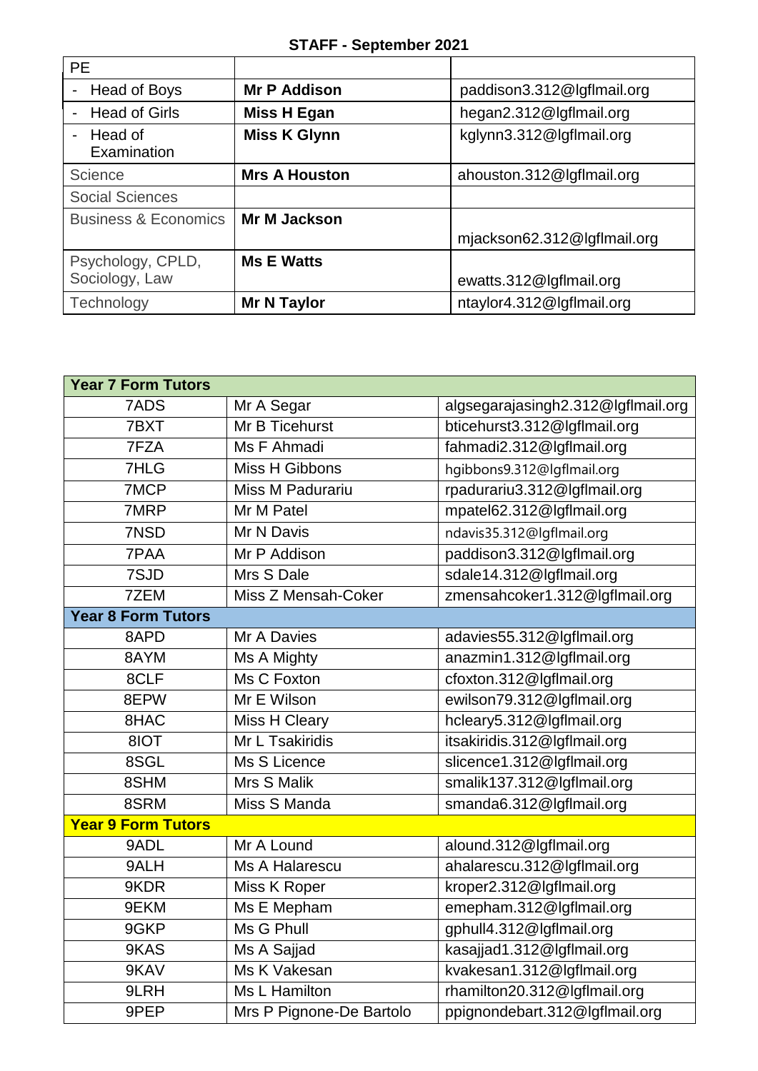**STAFF - September 2021**

| PE | | |
|---|---|---|
| - Head of Boys | **Mr P Addison** | paddison3.312@lgflmail.org |
| - Head of Girls | **Miss H Egan** | hegan2.312@lgflmail.org |
| - Head of Examination | **Miss K Glynn** | kglynn3.312@lgflmail.org |
| Science | **Mrs A Houston** | ahouston.312@lgflmail.org |
| Social Sciences | | |
| Business & Economics | **Mr M Jackson** | mjackson62.312@lgflmail.org |
| Psychology, CPLD, Sociology, Law | **Ms E Watts** | ewatts.312@lgflmail.org |
| Technology | **Mr N Taylor** | ntaylor4.312@lgflmail.org |

| **Year 7 Form Tutors** | | |
|---|---|---|
| 7ADS | Mr A Segar | algsegarajasingh2.312@lgflmail.org |
| 7BXT | Mr B Ticehurst | bticehurst3.312@lgflmail.org |
| 7FZA | Ms F Ahmadi | fahmadi2.312@lgflmail.org |
| 7HLG | Miss H Gibbons | hgibbons9.312@lgflmail.org |
| 7MCP | Miss M Padurariu | rpadurariu3.312@lgflmail.org |
| 7MRP | Mr M Patel | mpatel62.312@lgflmail.org |
| 7NSD | Mr N Davis | ndavis35.312@lgflmail.org |
| 7PAA | Mr P Addison | paddison3.312@lgflmail.org |
| 7SJD | Mrs S Dale | sdale14.312@lgflmail.org |
| 7ZEM | Miss Z Mensah-Coker | zmensahcoker1.312@lgflmail.org |
| **Year 8 Form Tutors** | | |
| 8APD | Mr A Davies | adavies55.312@lgflmail.org |
| 8AYM | Ms A Mighty | anazmin1.312@lgflmail.org |
| 8CLF | Ms C Foxton | cfoxton.312@lgflmail.org |
| 8EPW | Mr E Wilson | ewilson79.312@lgflmail.org |
| 8HAC | Miss H Cleary | hcleary5.312@lgflmail.org |
| 8IOT | Mr L Tsakiridis | itsakiridis.312@lgflmail.org |
| 8SGL | Ms S Licence | slicence1.312@lgflmail.org |
| 8SHM | Mrs S Malik | smalik137.312@lgflmail.org |
| 8SRM | Miss S Manda | smanda6.312@lgflmail.org |
| **Year 9 Form Tutors** | | |
| 9ADL | Mr A Lound | alound.312@lgflmail.org |
| 9ALH | Ms A Halarescu | ahalarescu.312@lgflmail.org |
| 9KDR | Miss K Roper | kroper2.312@lgflmail.org |
| 9EKM | Ms E Mepham | emepham.312@lgflmail.org |
| 9GKP | Ms G Phull | gphull4.312@lgflmail.org |
| 9KAS | Ms A Sajjad | kasajjad1.312@lgflmail.org |
| 9KAV | Ms K Vakesan | kvakesan1.312@lgflmail.org |
| 9LRH | Ms L Hamilton | rhamilton20.312@lgflmail.org |
| 9PEP | Mrs P Pignone-De Bartolo | ppignondebart.312@lgflmail.org |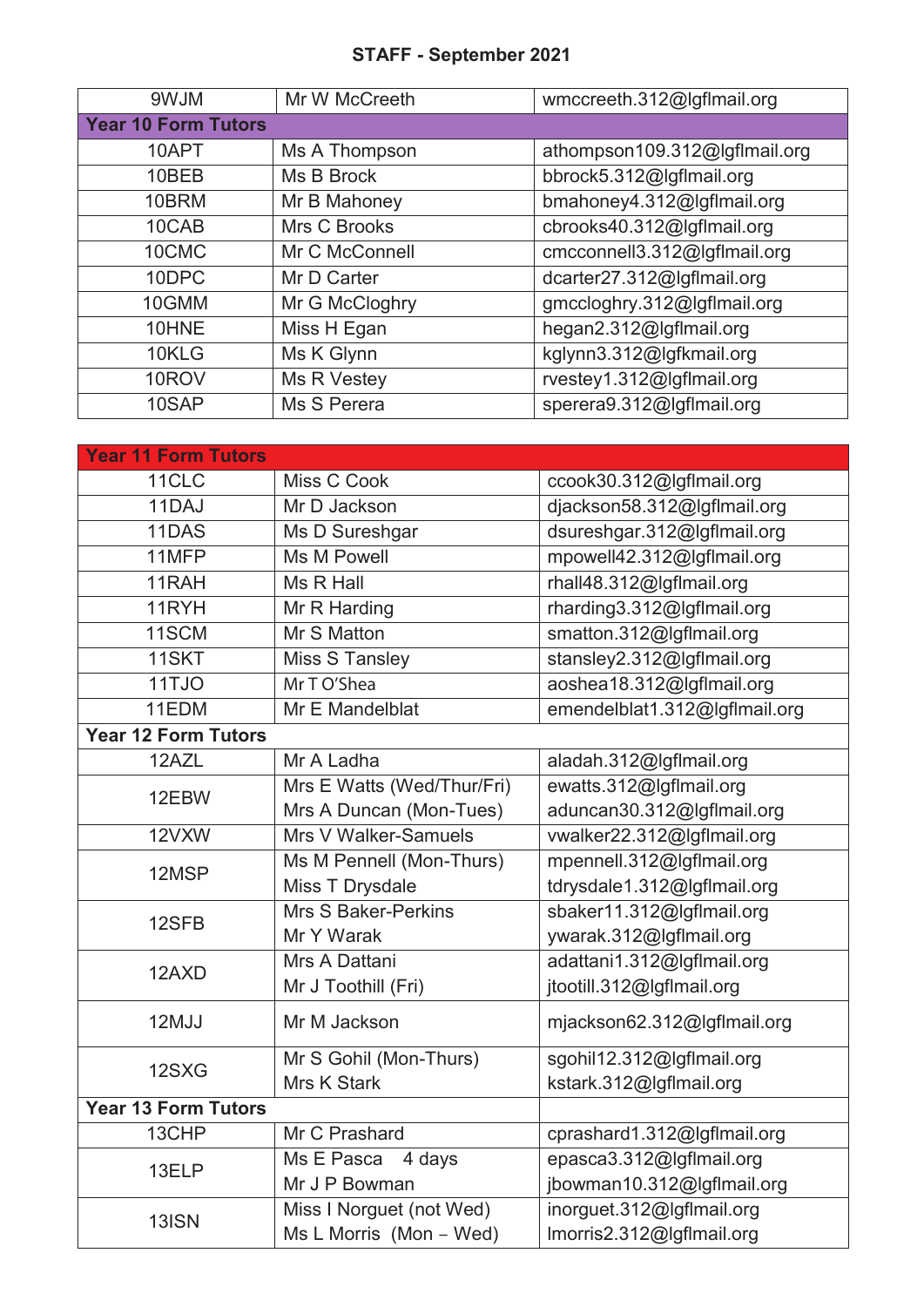## STAFF - September 2021

| | | |
|---|---|---|
| 9WJM | Mr W McCreeth | wmccreeth.312@lgflmail.org |
| **Year 10 Form Tutors** | | |
| 10APT | Ms A Thompson | athompson109.312@lgflmail.org |
| 10BEB | Ms B Brock | bbrock5.312@lgflmail.org |
| 10BRM | Mr B Mahoney | bmahoney4.312@lgflmail.org |
| 10CAB | Mrs C Brooks | cbrooks40.312@lgflmail.org |
| 10CMC | Mr C McConnell | cmcconnell3.312@lgflmail.org |
| 10DPC | Mr D Carter | dcarter27.312@lgflmail.org |
| 10GMM | Mr G McCloghry | gmccloghry.312@lgflmail.org |
| 10HNE | Miss H Egan | hegan2.312@lgflmail.org |
| 10KLG | Ms K Glynn | kglynn3.312@lgfkmail.org |
| 10ROV | Ms R Vestey | rvestey1.312@lgflmail.org |
| 10SAP | Ms S Perera | sperera9.312@lgflmail.org |

| | | |
|---|---|---|
| **Year 11 Form Tutors** | | |
| 11CLC | Miss C Cook | ccook30.312@lgflmail.org |
| 11DAJ | Mr D Jackson | djackson58.312@lgflmail.org |
| 11DAS | Ms D Sureshgar | dsureshgar.312@lgflmail.org |
| 11MFP | Ms M Powell | mpowell42.312@lgflmail.org |
| 11RAH | Ms R Hall | rhall48.312@lgflmail.org |
| 11RYH | Mr R Harding | rharding3.312@lgflmail.org |
| 11SCM | Mr S Matton | smatton.312@lgflmail.org |
| 11SKT | Miss S Tansley | stansley2.312@lgflmail.org |
| 11TJO | Mr T O'Shea | aoshea18.312@lgflmail.org |
| 11EDM | Mr E Mandelblat | emendelblat1.312@lgflmail.org |
| **Year 12 Form Tutors** | | |
| 12AZL | Mr A Ladha | aladah.312@lgflmail.org |
| 12EBW | Mrs E Watts (Wed/Thur/Fri)<br>Mrs A Duncan (Mon-Tues) | ewatts.312@lgflmail.org<br>aduncan30.312@lgflmail.org |
| 12VXW | Mrs V Walker-Samuels | vwalker22.312@lgflmail.org |
| 12MSP | Ms M Pennell (Mon-Thurs)<br>Miss T Drysdale | mpennell.312@lgflmail.org<br>tdrysdale1.312@lgflmail.org |
| 12SFB | Mrs S Baker-Perkins<br>Mr Y Warak | sbaker11.312@lgflmail.org<br>ywarak.312@lgflmail.org |
| 12AXD | Mrs A Dattani<br>Mr J Toothill (Fri) | adattani1.312@lgflmail.org<br>jtootill.312@lgflmail.org |
| 12MJJ | Mr M Jackson | mjackson62.312@lgflmail.org |
| 12SXG | Mr S Gohil (Mon-Thurs)<br>Mrs K Stark | sgohil12.312@lgflmail.org<br>kstark.312@lgflmail.org |
| **Year 13 Form Tutors** | | |
| 13CHP | Mr C Prashard | cprashard1.312@lgflmail.org |
| 13ELP | Ms E Pasca 4 days<br>Mr J P Bowman | epasca3.312@lgflmail.org<br>jbowman10.312@lgflmail.org |
| 13ISN | Miss I Norguet (not Wed)<br>Ms L Morris (Mon – Wed) | inorguet.312@lgflmail.org<br>lmorris2.312@lgflmail.org |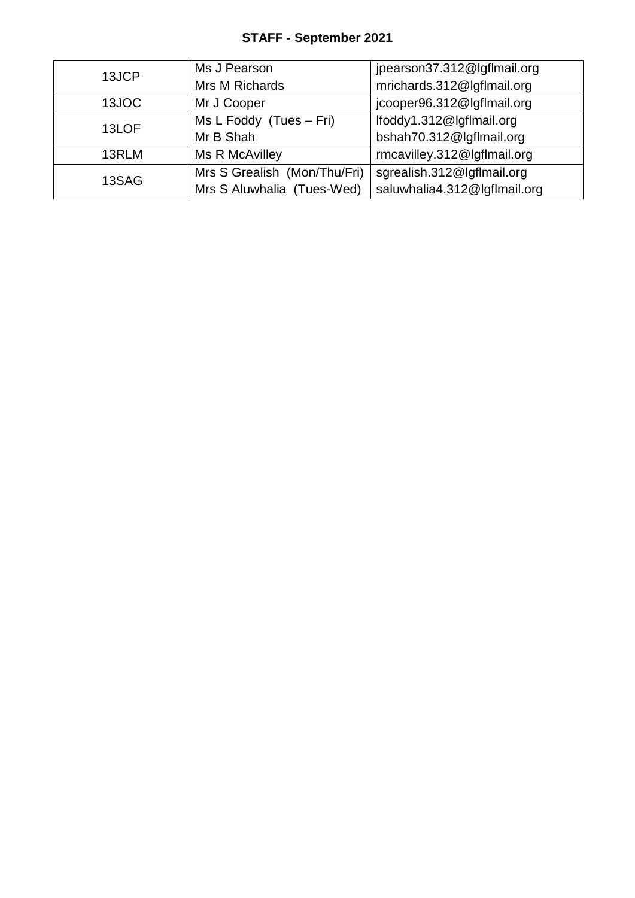**STAFF - September 2021**

| | | |
|---|---|---|
| 13JCP | Ms J Pearson | jpearson37.312@lgflmail.org |
| | Mrs M Richards | mrichards.312@lgflmail.org |
| 13JOC | Mr J Cooper | jcooper96.312@lgflmail.org |
| 13LOF | Ms L Foddy (Tues – Fri) | lfoddy1.312@lgflmail.org |
| | Mr B Shah | bshah70.312@lgflmail.org |
| 13RLM | Ms R McAvilley | rmcavilley.312@lgflmail.org |
| 13SAG | Mrs S Grealish (Mon/Thu/Fri) | sgrealish.312@lgflmail.org |
| | Mrs S Aluwhalia (Tues-Wed) | saluwhalia4.312@lgflmail.org |